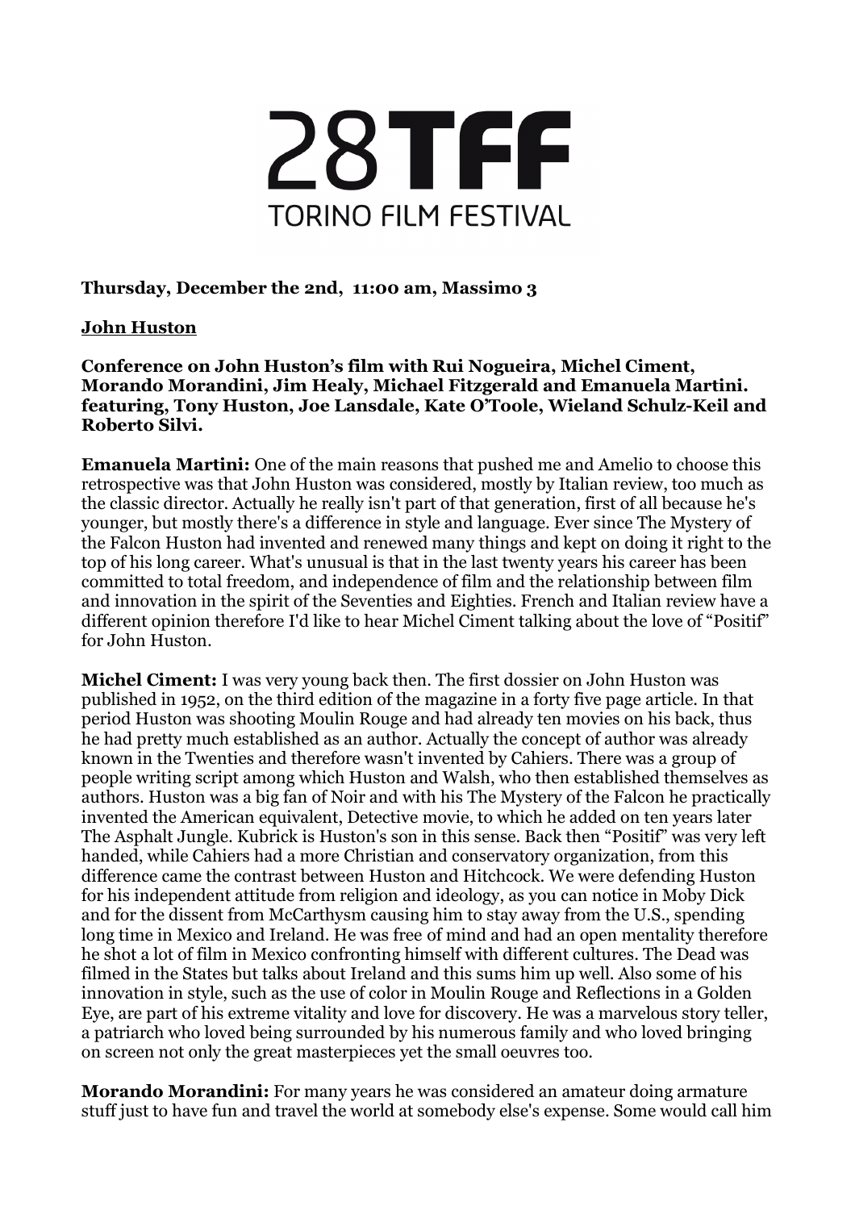# 28TFF
## TORINO FILM FESTIVAL

**Thursday, December the 2nd, 11:00 am, Massimo 3**

**John Huston**

**Conference on John Huston's film with Rui Nogueira, Michel Ciment, Morando Morandini, Jim Healy, Michael Fitzgerald and Emanuela Martini. featuring, Tony Huston, Joe Lansdale, Kate O'Toole, Wieland Schulz-Keil and Roberto Silvi.**

**Emanuela Martini:** One of the main reasons that pushed me and Amelio to choose this retrospective was that John Huston was considered, mostly by Italian review, too much as the classic director. Actually he really isn't part of that generation, first of all because he's younger, but mostly there's a difference in style and language. Ever since The Mystery of the Falcon Huston had invented and renewed many things and kept on doing it right to the top of his long career. What's unusual is that in the last twenty years his career has been committed to total freedom, and independence of film and the relationship between film and innovation in the spirit of the Seventies and Eighties. French and Italian review have a different opinion therefore I'd like to hear Michel Ciment talking about the love of "Positif" for John Huston.

**Michel Ciment:** I was very young back then. The first dossier on John Huston was published in 1952, on the third edition of the magazine in a forty five page article. In that period Huston was shooting Moulin Rouge and had already ten movies on his back, thus he had pretty much established as an author. Actually the concept of author was already known in the Twenties and therefore wasn't invented by Cahiers. There was a group of people writing script among which Huston and Walsh, who then established themselves as authors. Huston was a big fan of Noir and with his The Mystery of the Falcon he practically invented the American equivalent, Detective movie, to which he added on ten years later The Asphalt Jungle. Kubrick is Huston's son in this sense. Back then "Positif" was very left handed, while Cahiers had a more Christian and conservatory organization, from this difference came the contrast between Huston and Hitchcock. We were defending Huston for his independent attitude from religion and ideology, as you can notice in Moby Dick and for the dissent from McCarthysm causing him to stay away from the U.S., spending long time in Mexico and Ireland. He was free of mind and had an open mentality therefore he shot a lot of film in Mexico confronting himself with different cultures. The Dead was filmed in the States but talks about Ireland and this sums him up well. Also some of his innovation in style, such as the use of color in Moulin Rouge and Reflections in a Golden Eye, are part of his extreme vitality and love for discovery. He was a marvelous story teller, a patriarch who loved being surrounded by his numerous family and who loved bringing on screen not only the great masterpieces yet the small oeuvres too.

**Morando Morandini:** For many years he was considered an amateur doing armature stuff just to have fun and travel the world at somebody else's expense. Some would call him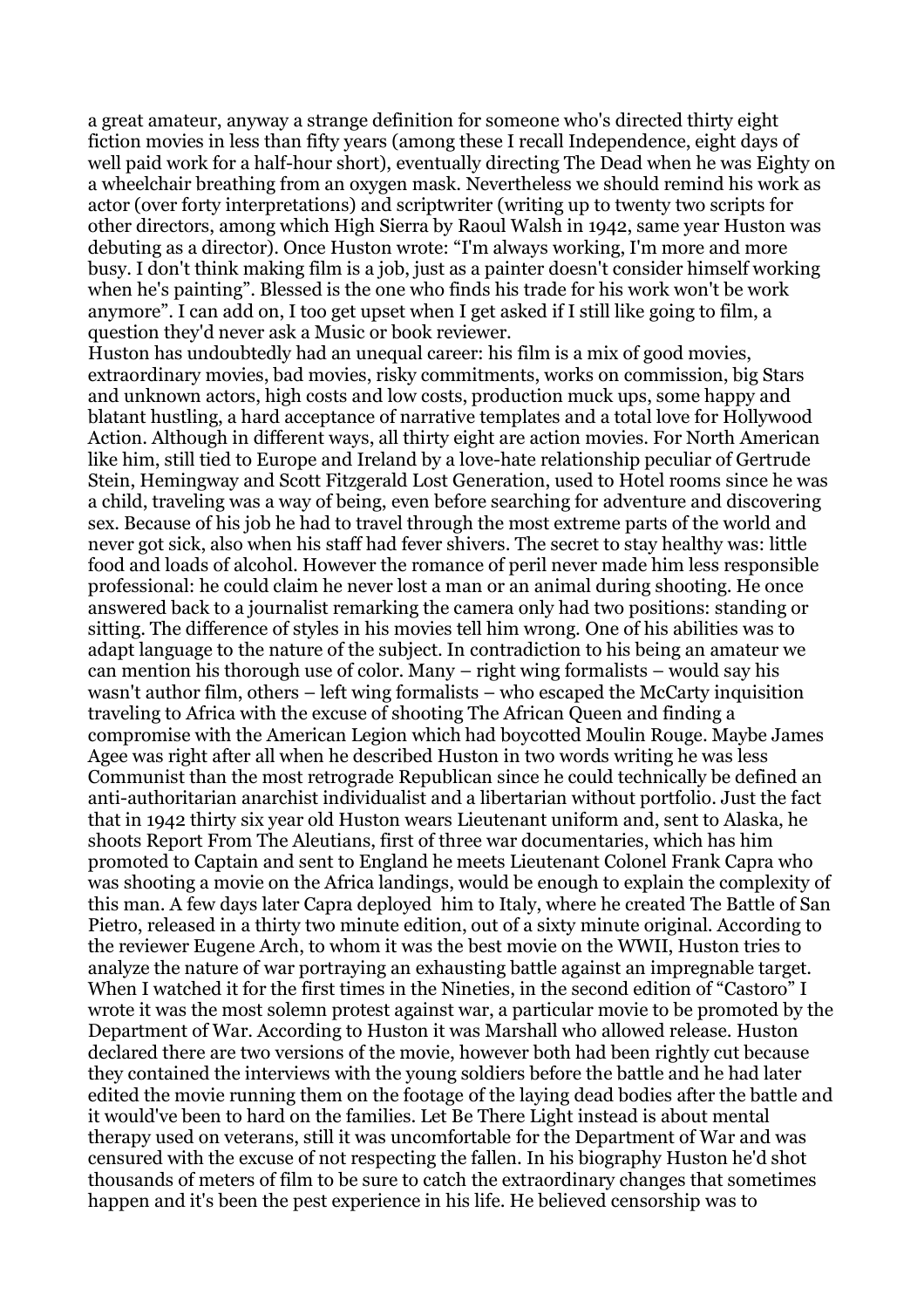a great amateur, anyway a strange definition for someone who's directed thirty eight fiction movies in less than fifty years (among these I recall Independence, eight days of well paid work for a half-hour short), eventually directing The Dead when he was Eighty on a wheelchair breathing from an oxygen mask. Nevertheless we should remind his work as actor (over forty interpretations) and scriptwriter (writing up to twenty two scripts for other directors, among which High Sierra by Raoul Walsh in 1942, same year Huston was debuting as a director). Once Huston wrote: "I'm always working, I'm more and more busy. I don't think making film is a job, just as a painter doesn't consider himself working when he's painting". Blessed is the one who finds his trade for his work won't be work anymore". I can add on, I too get upset when I get asked if I still like going to film, a question they'd never ask a Music or book reviewer.

Huston has undoubtedly had an unequal career: his film is a mix of good movies, extraordinary movies, bad movies, risky commitments, works on commission, big Stars and unknown actors, high costs and low costs, production muck ups, some happy and blatant hustling, a hard acceptance of narrative templates and a total love for Hollywood Action. Although in different ways, all thirty eight are action movies. For North American like him, still tied to Europe and Ireland by a love-hate relationship peculiar of Gertrude Stein, Hemingway and Scott Fitzgerald Lost Generation, used to Hotel rooms since he was a child, traveling was a way of being, even before searching for adventure and discovering sex. Because of his job he had to travel through the most extreme parts of the world and never got sick, also when his staff had fever shivers. The secret to stay healthy was: little food and loads of alcohol. However the romance of peril never made him less responsible professional: he could claim he never lost a man or an animal during shooting. He once answered back to a journalist remarking the camera only had two positions: standing or sitting. The difference of styles in his movies tell him wrong. One of his abilities was to adapt language to the nature of the subject. In contradiction to his being an amateur we can mention his thorough use of color. Many – right wing formalists – would say his wasn't author film, others – left wing formalists – who escaped the McCarty inquisition traveling to Africa with the excuse of shooting The African Queen and finding a compromise with the American Legion which had boycotted Moulin Rouge. Maybe James Agee was right after all when he described Huston in two words writing he was less Communist than the most retrograde Republican since he could technically be defined an anti-authoritarian anarchist individualist and a libertarian without portfolio. Just the fact that in 1942 thirty six year old Huston wears Lieutenant uniform and, sent to Alaska, he shoots Report From The Aleutians, first of three war documentaries, which has him promoted to Captain and sent to England he meets Lieutenant Colonel Frank Capra who was shooting a movie on the Africa landings, would be enough to explain the complexity of this man. A few days later Capra deployed him to Italy, where he created The Battle of San Pietro, released in a thirty two minute edition, out of a sixty minute original. According to the reviewer Eugene Arch, to whom it was the best movie on the WWII, Huston tries to analyze the nature of war portraying an exhausting battle against an impregnable target. When I watched it for the first times in the Nineties, in the second edition of "Castoro" I wrote it was the most solemn protest against war, a particular movie to be promoted by the Department of War. According to Huston it was Marshall who allowed release. Huston declared there are two versions of the movie, however both had been rightly cut because they contained the interviews with the young soldiers before the battle and he had later edited the movie running them on the footage of the laying dead bodies after the battle and it would've been to hard on the families. Let Be There Light instead is about mental therapy used on veterans, still it was uncomfortable for the Department of War and was censured with the excuse of not respecting the fallen. In his biography Huston he'd shot thousands of meters of film to be sure to catch the extraordinary changes that sometimes happen and it's been the pest experience in his life. He believed censorship was to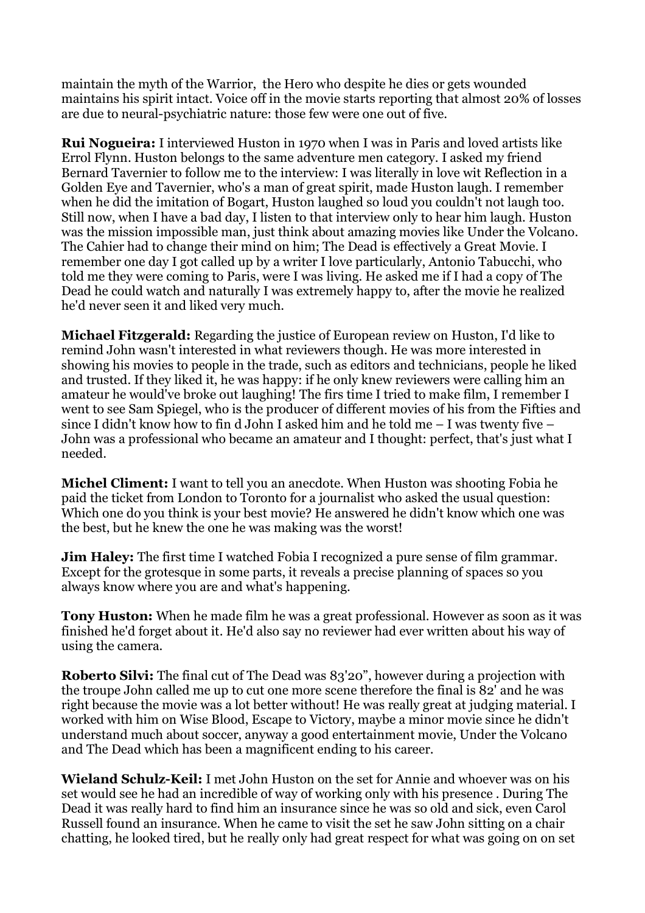maintain the myth of the Warrior, the Hero who despite he dies or gets wounded maintains his spirit intact. Voice off in the movie starts reporting that almost 20% of losses are due to neural-psychiatric nature: those few were one out of five.

**Rui Nogueira:** I interviewed Huston in 1970 when I was in Paris and loved artists like Errol Flynn. Huston belongs to the same adventure men category. I asked my friend Bernard Tavernier to follow me to the interview: I was literally in love wit Reflection in a Golden Eye and Tavernier, who's a man of great spirit, made Huston laugh. I remember when he did the imitation of Bogart, Huston laughed so loud you couldn't not laugh too. Still now, when I have a bad day, I listen to that interview only to hear him laugh. Huston was the mission impossible man, just think about amazing movies like Under the Volcano. The Cahier had to change their mind on him; The Dead is effectively a Great Movie. I remember one day I got called up by a writer I love particularly, Antonio Tabucchi, who told me they were coming to Paris, were I was living. He asked me if I had a copy of The Dead he could watch and naturally I was extremely happy to, after the movie he realized he'd never seen it and liked very much.

**Michael Fitzgerald:** Regarding the justice of European review on Huston, I'd like to remind John wasn't interested in what reviewers though. He was more interested in showing his movies to people in the trade, such as editors and technicians, people he liked and trusted. If they liked it, he was happy: if he only knew reviewers were calling him an amateur he would've broke out laughing! The firs time I tried to make film, I remember I went to see Sam Spiegel, who is the producer of different movies of his from the Fifties and since I didn't know how to fin d John I asked him and he told me – I was twenty five – John was a professional who became an amateur and I thought: perfect, that's just what I needed.

**Michel Climent:** I want to tell you an anecdote. When Huston was shooting Fobia he paid the ticket from London to Toronto for a journalist who asked the usual question: Which one do you think is your best movie? He answered he didn't know which one was the best, but he knew the one he was making was the worst!

**Jim Haley:** The first time I watched Fobia I recognized a pure sense of film grammar. Except for the grotesque in some parts, it reveals a precise planning of spaces so you always know where you are and what's happening.

**Tony Huston:** When he made film he was a great professional. However as soon as it was finished he'd forget about it. He'd also say no reviewer had ever written about his way of using the camera.

**Roberto Silvi:** The final cut of The Dead was 83'20", however during a projection with the troupe John called me up to cut one more scene therefore the final is 82' and he was right because the movie was a lot better without! He was really great at judging material. I worked with him on Wise Blood, Escape to Victory, maybe a minor movie since he didn't understand much about soccer, anyway a good entertainment movie, Under the Volcano and The Dead which has been a magnificent ending to his career.

**Wieland Schulz-Keil:** I met John Huston on the set for Annie and whoever was on his set would see he had an incredible of way of working only with his presence . During The Dead it was really hard to find him an insurance since he was so old and sick, even Carol Russell found an insurance. When he came to visit the set he saw John sitting on a chair chatting, he looked tired, but he really only had great respect for what was going on on set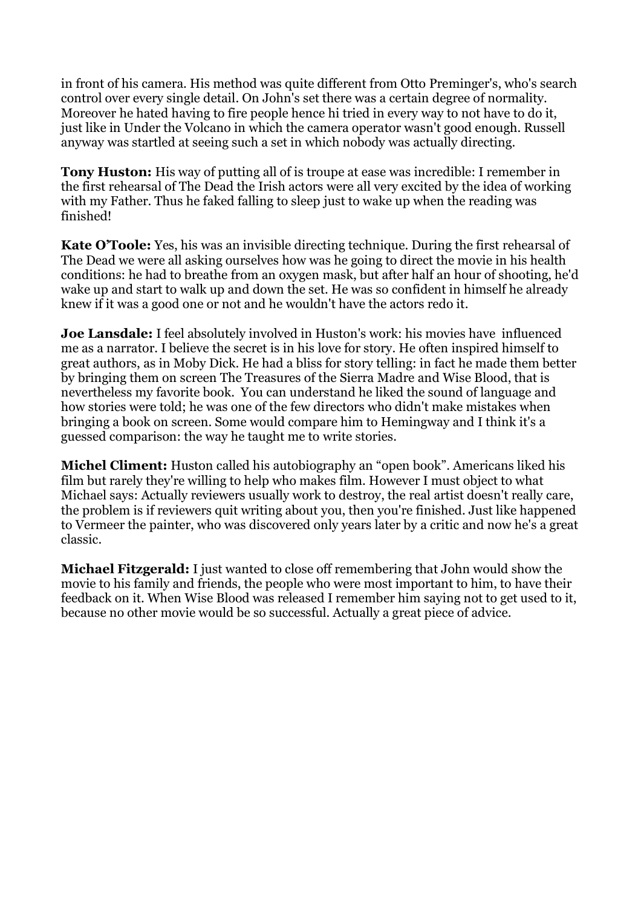in front of his camera. His method was quite different from Otto Preminger's, who's search control over every single detail. On John's set there was a certain degree of normality. Moreover he hated having to fire people hence hi tried in every way to not have to do it, just like in Under the Volcano in which the camera operator wasn't good enough. Russell anyway was startled at seeing such a set in which nobody was actually directing.

**Tony Huston:** His way of putting all of is troupe at ease was incredible: I remember in the first rehearsal of The Dead the Irish actors were all very excited by the idea of working with my Father. Thus he faked falling to sleep just to wake up when the reading was finished!

**Kate O'Toole:** Yes, his was an invisible directing technique. During the first rehearsal of The Dead we were all asking ourselves how was he going to direct the movie in his health conditions: he had to breathe from an oxygen mask, but after half an hour of shooting, he'd wake up and start to walk up and down the set. He was so confident in himself he already knew if it was a good one or not and he wouldn't have the actors redo it.

**Joe Lansdale:** I feel absolutely involved in Huston's work: his movies have influenced me as a narrator. I believe the secret is in his love for story. He often inspired himself to great authors, as in Moby Dick. He had a bliss for story telling: in fact he made them better by bringing them on screen The Treasures of the Sierra Madre and Wise Blood, that is nevertheless my favorite book. You can understand he liked the sound of language and how stories were told; he was one of the few directors who didn't make mistakes when bringing a book on screen. Some would compare him to Hemingway and I think it's a guessed comparison: the way he taught me to write stories.

**Michel Climent:** Huston called his autobiography an "open book". Americans liked his film but rarely they're willing to help who makes film. However I must object to what Michael says: Actually reviewers usually work to destroy, the real artist doesn't really care, the problem is if reviewers quit writing about you, then you're finished. Just like happened to Vermeer the painter, who was discovered only years later by a critic and now he's a great classic.

**Michael Fitzgerald:** I just wanted to close off remembering that John would show the movie to his family and friends, the people who were most important to him, to have their feedback on it. When Wise Blood was released I remember him saying not to get used to it, because no other movie would be so successful. Actually a great piece of advice.